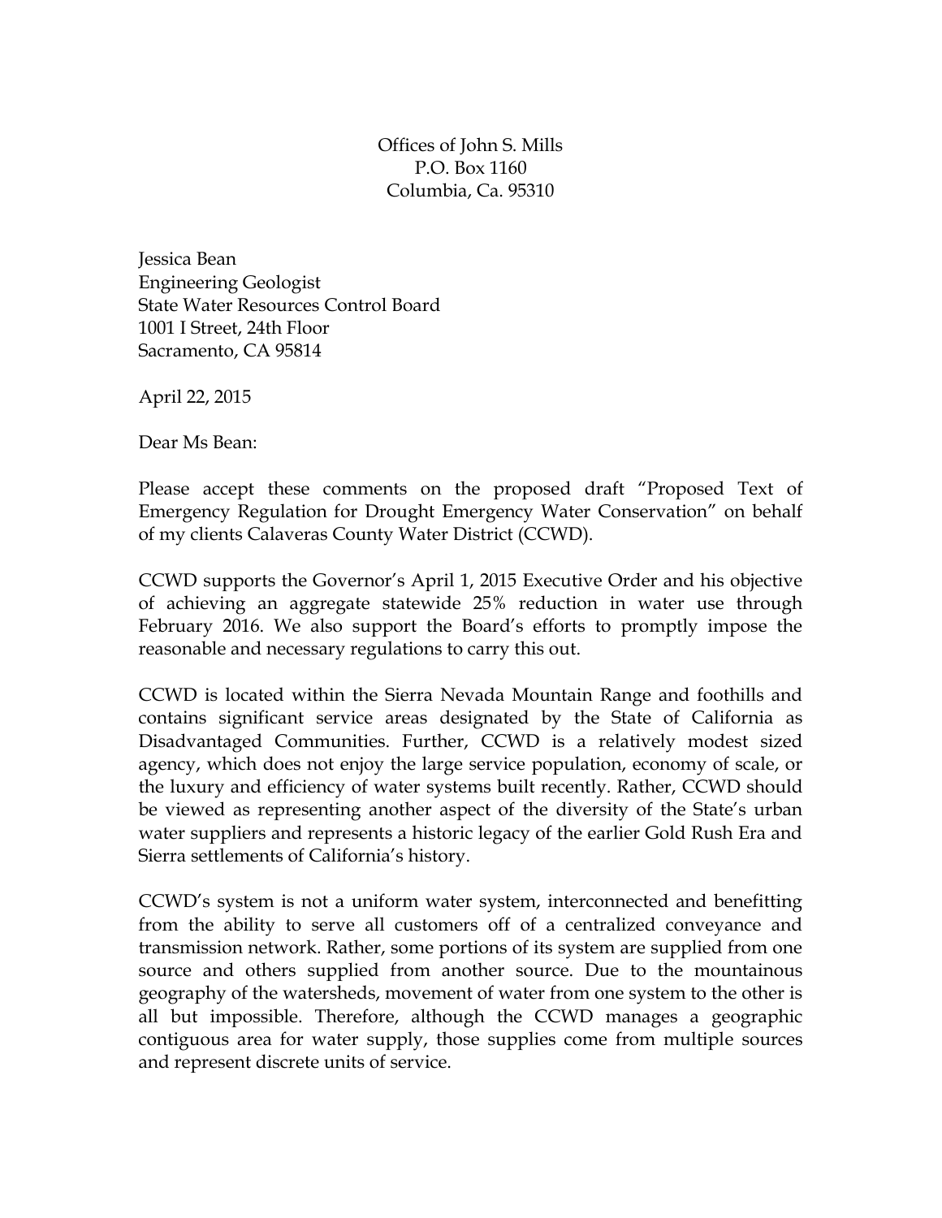Offices of John S. Mills
P.O. Box 1160
Columbia, Ca. 95310

Jessica Bean
Engineering Geologist
State Water Resources Control Board
1001 I Street, 24th Floor
Sacramento, CA 95814

April 22, 2015

Dear Ms Bean:

Please accept these comments on the proposed draft "Proposed Text of Emergency Regulation for Drought Emergency Water Conservation" on behalf of my clients Calaveras County Water District (CCWD).

CCWD supports the Governor's April 1, 2015 Executive Order and his objective of achieving an aggregate statewide 25% reduction in water use through February 2016. We also support the Board's efforts to promptly impose the reasonable and necessary regulations to carry this out.

CCWD is located within the Sierra Nevada Mountain Range and foothills and contains significant service areas designated by the State of California as Disadvantaged Communities. Further, CCWD is a relatively modest sized agency, which does not enjoy the large service population, economy of scale, or the luxury and efficiency of water systems built recently. Rather, CCWD should be viewed as representing another aspect of the diversity of the State's urban water suppliers and represents a historic legacy of the earlier Gold Rush Era and Sierra settlements of California's history.

CCWD's system is not a uniform water system, interconnected and benefitting from the ability to serve all customers off of a centralized conveyance and transmission network. Rather, some portions of its system are supplied from one source and others supplied from another source. Due to the mountainous geography of the watersheds, movement of water from one system to the other is all but impossible. Therefore, although the CCWD manages a geographic contiguous area for water supply, those supplies come from multiple sources and represent discrete units of service.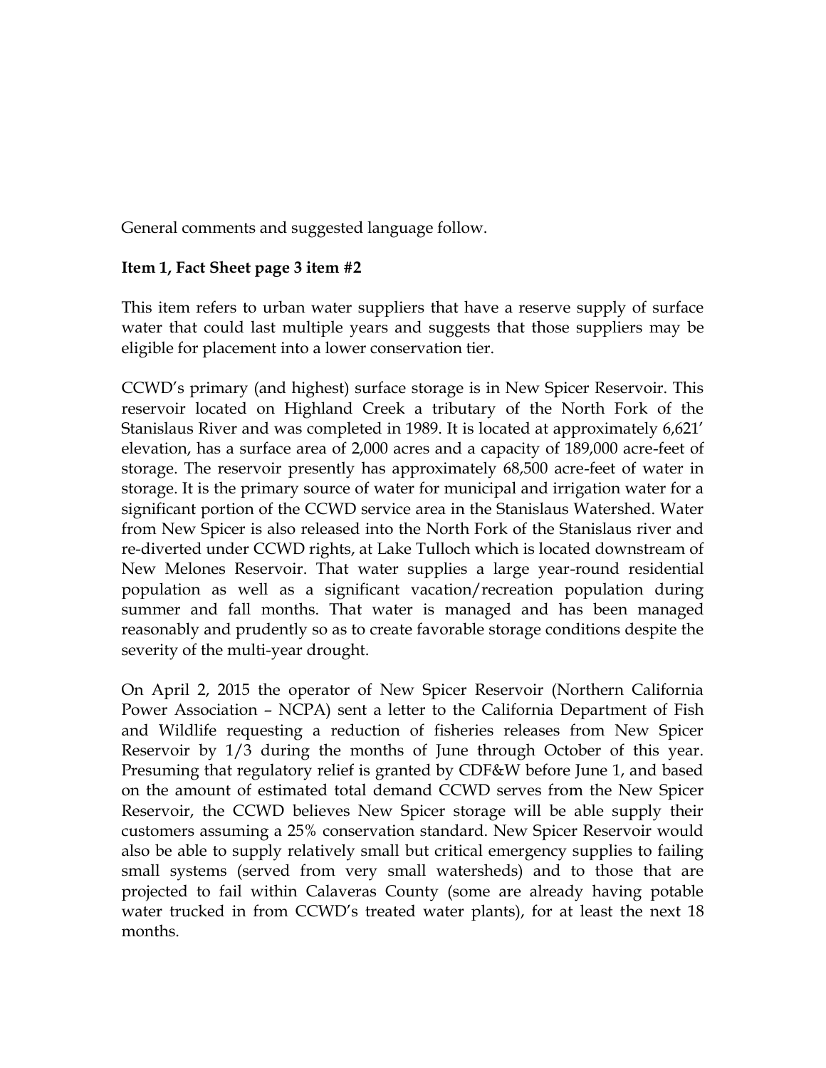General comments and suggested language follow.

**Item 1, Fact Sheet page 3 item #2**

This item refers to urban water suppliers that have a reserve supply of surface water that could last multiple years and suggests that those suppliers may be eligible for placement into a lower conservation tier.

CCWD's primary (and highest) surface storage is in New Spicer Reservoir. This reservoir located on Highland Creek a tributary of the North Fork of the Stanislaus River and was completed in 1989. It is located at approximately 6,621' elevation, has a surface area of 2,000 acres and a capacity of 189,000 acre-feet of storage. The reservoir presently has approximately 68,500 acre-feet of water in storage. It is the primary source of water for municipal and irrigation water for a significant portion of the CCWD service area in the Stanislaus Watershed. Water from New Spicer is also released into the North Fork of the Stanislaus river and re-diverted under CCWD rights, at Lake Tulloch which is located downstream of New Melones Reservoir. That water supplies a large year-round residential population as well as a significant vacation/recreation population during summer and fall months. That water is managed and has been managed reasonably and prudently so as to create favorable storage conditions despite the severity of the multi-year drought.

On April 2, 2015 the operator of New Spicer Reservoir (Northern California Power Association – NCPA) sent a letter to the California Department of Fish and Wildlife requesting a reduction of fisheries releases from New Spicer Reservoir by 1/3 during the months of June through October of this year. Presuming that regulatory relief is granted by CDF&W before June 1, and based on the amount of estimated total demand CCWD serves from the New Spicer Reservoir, the CCWD believes New Spicer storage will be able supply their customers assuming a 25% conservation standard. New Spicer Reservoir would also be able to supply relatively small but critical emergency supplies to failing small systems (served from very small watersheds) and to those that are projected to fail within Calaveras County (some are already having potable water trucked in from CCWD's treated water plants), for at least the next 18 months.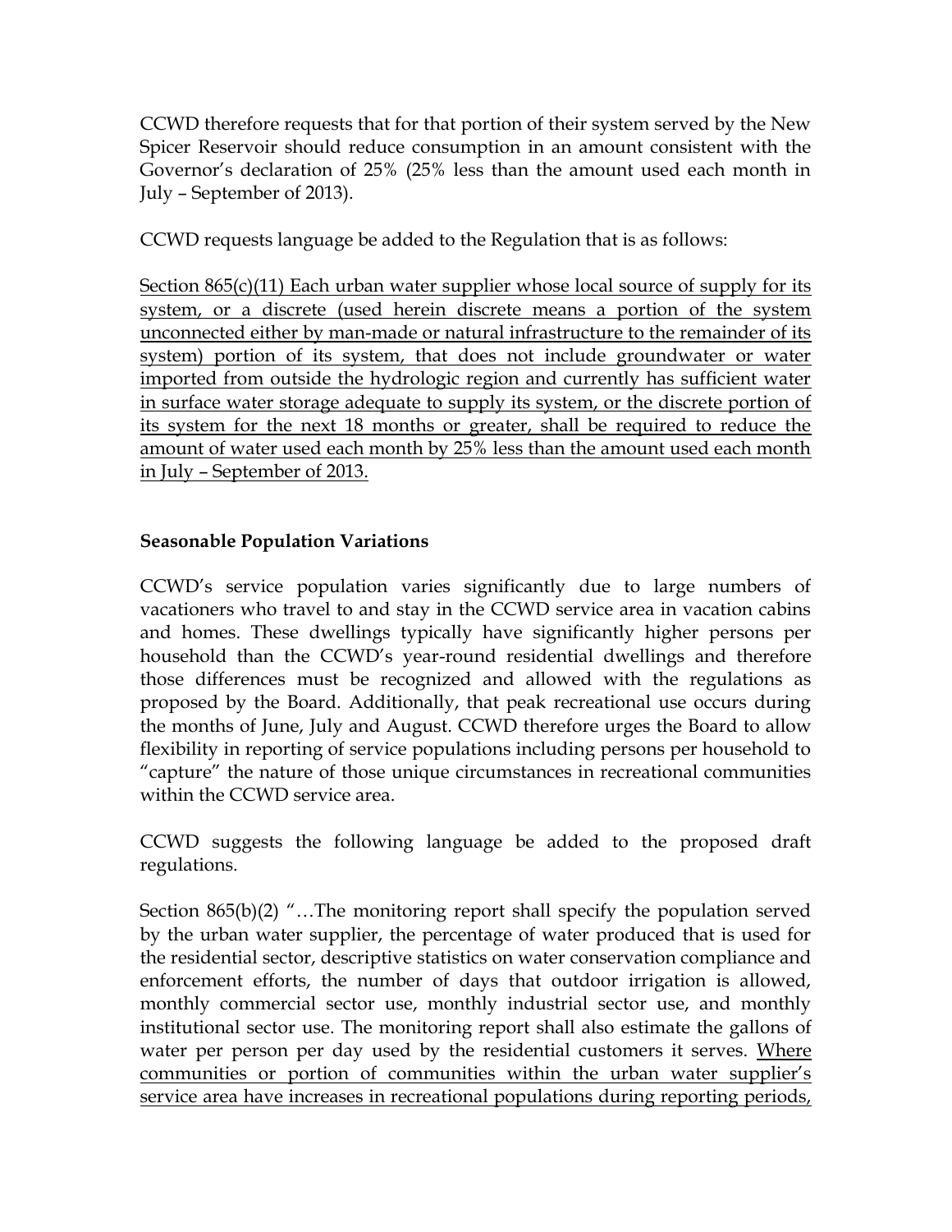CCWD therefore requests that for that portion of their system served by the New Spicer Reservoir should reduce consumption in an amount consistent with the Governor's declaration of 25% (25% less than the amount used each month in July – September of 2013).

CCWD requests language be added to the Regulation that is as follows:

<u>Section 865(c)(11) Each urban water supplier whose local source of supply for its system, or a discrete (used herein discrete means a portion of the system unconnected either by man-made or natural infrastructure to the remainder of its system) portion of its system, that does not include groundwater or water imported from outside the hydrologic region and currently has sufficient water in surface water storage adequate to supply its system, or the discrete portion of its system for the next 18 months or greater, shall be required to reduce the amount of water used each month by 25% less than the amount used each month in July – September of 2013.</u>

**Seasonable Population Variations**

CCWD's service population varies significantly due to large numbers of vacationers who travel to and stay in the CCWD service area in vacation cabins and homes. These dwellings typically have significantly higher persons per household than the CCWD's year-round residential dwellings and therefore those differences must be recognized and allowed with the regulations as proposed by the Board. Additionally, that peak recreational use occurs during the months of June, July and August. CCWD therefore urges the Board to allow flexibility in reporting of service populations including persons per household to "capture" the nature of those unique circumstances in recreational communities within the CCWD service area.

CCWD suggests the following language be added to the proposed draft regulations.

Section 865(b)(2) "…The monitoring report shall specify the population served by the urban water supplier, the percentage of water produced that is used for the residential sector, descriptive statistics on water conservation compliance and enforcement efforts, the number of days that outdoor irrigation is allowed, monthly commercial sector use, monthly industrial sector use, and monthly institutional sector use. The monitoring report shall also estimate the gallons of water per person per day used by the residential customers it serves. <u>Where communities or portion of communities within the urban water supplier's service area have increases in recreational populations during reporting periods,</u>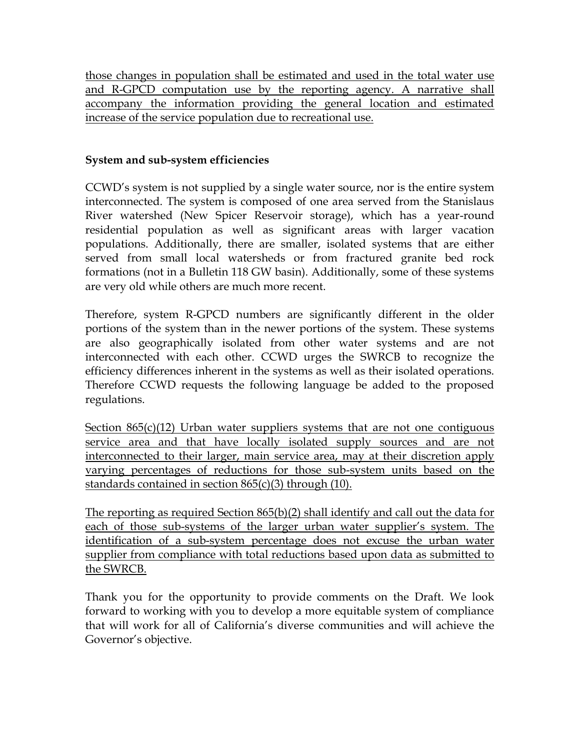those changes in population shall be estimated and used in the total water use and R-GPCD computation use by the reporting agency. A narrative shall accompany the information providing the general location and estimated increase of the service population due to recreational use.

**System and sub-system efficiencies**

CCWD's system is not supplied by a single water source, nor is the entire system interconnected. The system is composed of one area served from the Stanislaus River watershed (New Spicer Reservoir storage), which has a year-round residential population as well as significant areas with larger vacation populations. Additionally, there are smaller, isolated systems that are either served from small local watersheds or from fractured granite bed rock formations (not in a Bulletin 118 GW basin). Additionally, some of these systems are very old while others are much more recent.

Therefore, system R-GPCD numbers are significantly different in the older portions of the system than in the newer portions of the system. These systems are also geographically isolated from other water systems and are not interconnected with each other. CCWD urges the SWRCB to recognize the efficiency differences inherent in the systems as well as their isolated operations. Therefore CCWD requests the following language be added to the proposed regulations.

Section 865(c)(12) Urban water suppliers systems that are not one contiguous service area and that have locally isolated supply sources and are not interconnected to their larger, main service area, may at their discretion apply varying percentages of reductions for those sub-system units based on the standards contained in section 865(c)(3) through (10).

The reporting as required Section 865(b)(2) shall identify and call out the data for each of those sub-systems of the larger urban water supplier's system. The identification of a sub-system percentage does not excuse the urban water supplier from compliance with total reductions based upon data as submitted to the SWRCB.

Thank you for the opportunity to provide comments on the Draft. We look forward to working with you to develop a more equitable system of compliance that will work for all of California's diverse communities and will achieve the Governor's objective.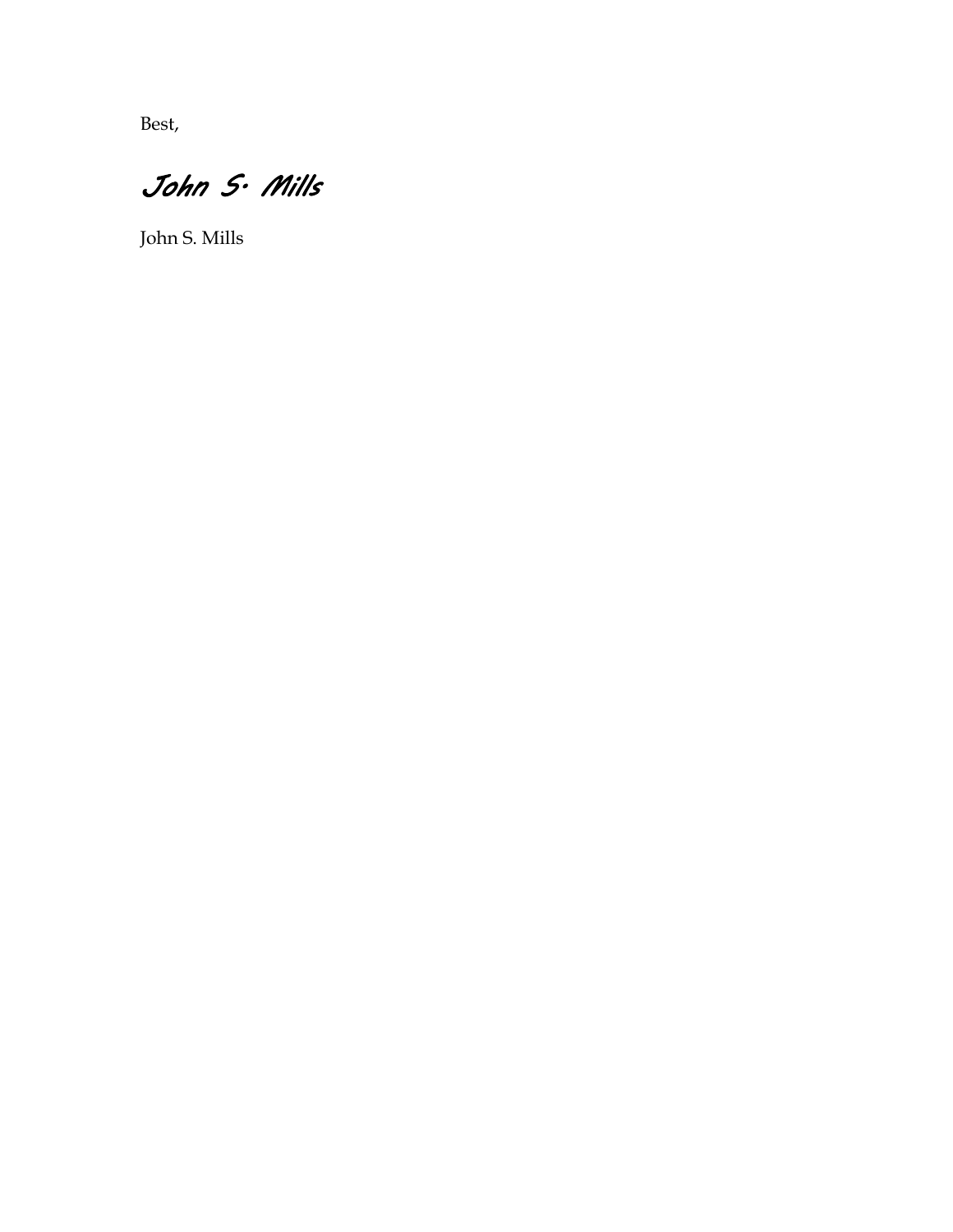Best,

*John S. Mills*

John S. Mills